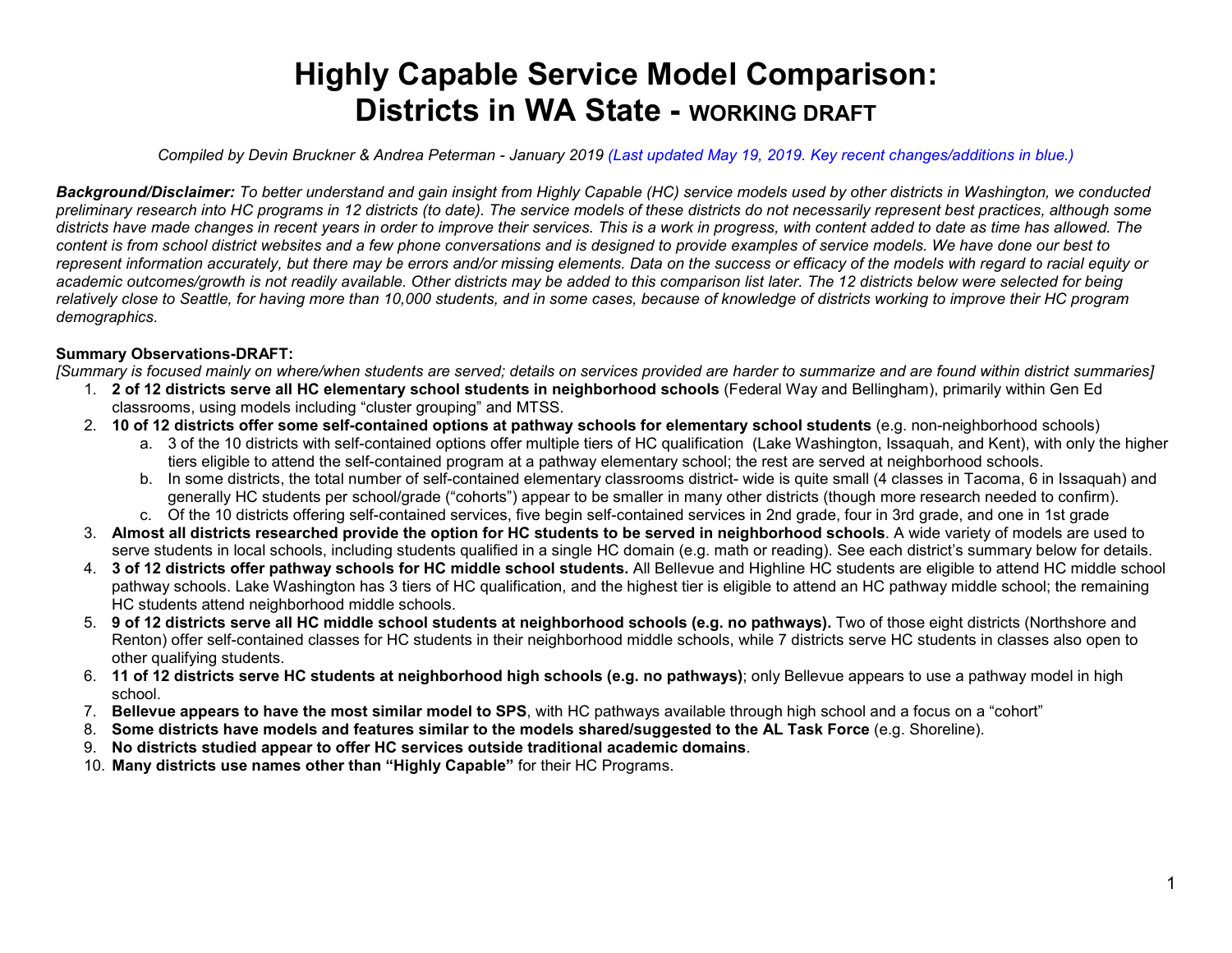# Highly Capable Service Model Comparison: Districts in WA State - WORKING DRAFT

*Compiled by Devin Bruckner & Andrea Peterman - January 2019 (Last updated May 19, 2019. Key recent changes/additions in blue.)*

***Background/Disclaimer:*** *To better understand and gain insight from Highly Capable (HC) service models used by other districts in Washington, we conducted preliminary research into HC programs in 12 districts (to date). The service models of these districts do not necessarily represent best practices, although some districts have made changes in recent years in order to improve their services. This is a work in progress, with content added to date as time has allowed. The content is from school district websites and a few phone conversations and is designed to provide examples of service models. We have done our best to represent information accurately, but there may be errors and/or missing elements. Data on the success or efficacy of the models with regard to racial equity or academic outcomes/growth is not readily available. Other districts may be added to this comparison list later. The 12 districts below were selected for being relatively close to Seattle, for having more than 10,000 students, and in some cases, because of knowledge of districts working to improve their HC program demographics.*

**Summary Observations-DRAFT:**

*[Summary is focused mainly on where/when students are served; details on services provided are harder to summarize and are found within district summaries]*

1. **2 of 12 districts serve all HC elementary school students in neighborhood schools** (Federal Way and Bellingham), primarily within Gen Ed classrooms, using models including "cluster grouping" and MTSS.
2. **10 of 12 districts offer some self-contained options at pathway schools for elementary school students** (e.g. non-neighborhood schools)
   a. 3 of the 10 districts with self-contained options offer multiple tiers of HC qualification (Lake Washington, Issaquah, and Kent), with only the higher tiers eligible to attend the self-contained program at a pathway elementary school; the rest are served at neighborhood schools.
   b. In some districts, the total number of self-contained elementary classrooms district- wide is quite small (4 classes in Tacoma, 6 in Issaquah) and generally HC students per school/grade ("cohorts") appear to be smaller in many other districts (though more research needed to confirm).
   c. Of the 10 districts offering self-contained services, five begin self-contained services in 2nd grade, four in 3rd grade, and one in 1st grade
3. **Almost all districts researched provide the option for HC students to be served in neighborhood schools**. A wide variety of models are used to serve students in local schools, including students qualified in a single HC domain (e.g. math or reading). See each district's summary below for details.
4. **3 of 12 districts offer pathway schools for HC middle school students.** All Bellevue and Highline HC students are eligible to attend HC middle school pathway schools. Lake Washington has 3 tiers of HC qualification, and the highest tier is eligible to attend an HC pathway middle school; the remaining HC students attend neighborhood middle schools.
5. **9 of 12 districts serve all HC middle school students at neighborhood schools (e.g. no pathways).** Two of those eight districts (Northshore and Renton) offer self-contained classes for HC students in their neighborhood middle schools, while 7 districts serve HC students in classes also open to other qualifying students.
6. **11 of 12 districts serve HC students at neighborhood high schools (e.g. no pathways)**; only Bellevue appears to use a pathway model in high school.
7. **Bellevue appears to have the most similar model to SPS**, with HC pathways available through high school and a focus on a "cohort"
8. **Some districts have models and features similar to the models shared/suggested to the AL Task Force** (e.g. Shoreline).
9. **No districts studied appear to offer HC services outside traditional academic domains**.
10. **Many districts use names other than "Highly Capable"** for their HC Programs.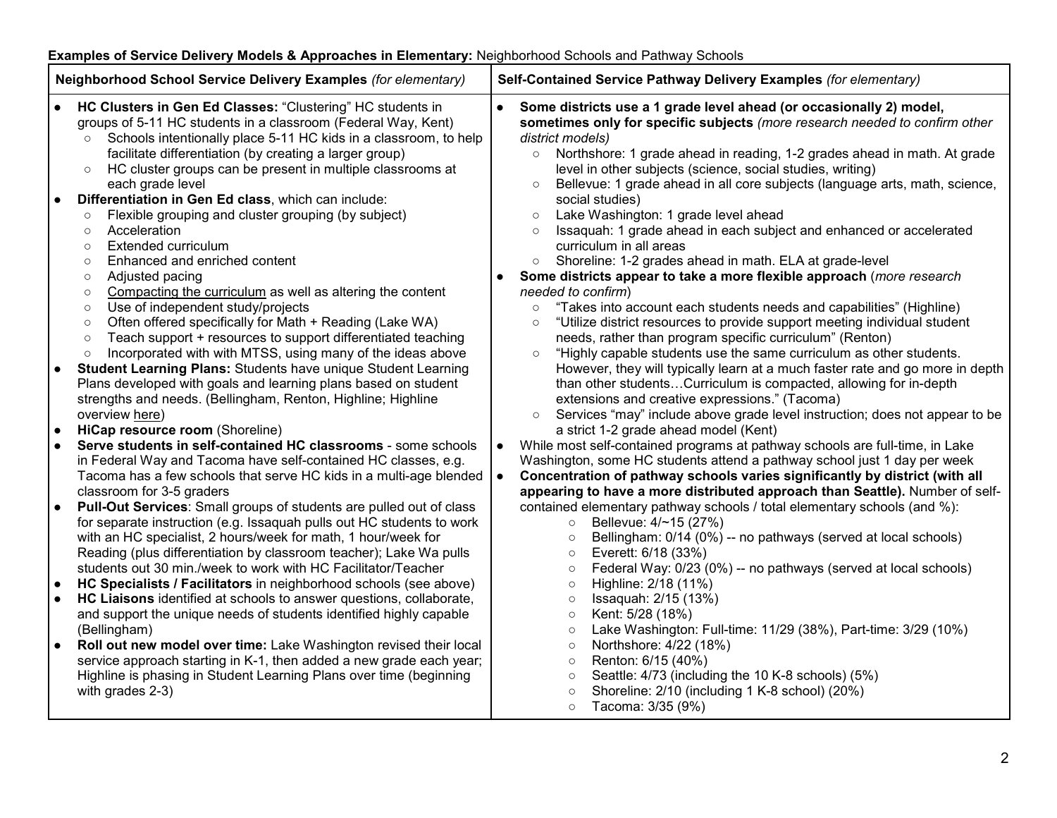**Examples of Service Delivery Models & Approaches in Elementary:** Neighborhood Schools and Pathway Schools

| **Neighborhood School Service Delivery Examples** *(for elementary)* | **Self-Contained Service Pathway Delivery Examples** *(for elementary)* |
|---|---|
| • **HC Clusters in Gen Ed Classes:** "Clustering" HC students in groups of 5-11 HC students in a classroom (Federal Way, Kent)<br>&nbsp;&nbsp;○ Schools intentionally place 5-11 HC kids in a classroom, to help facilitate differentiation (by creating a larger group)<br>&nbsp;&nbsp;○ HC cluster groups can be present in multiple classrooms at each grade level<br>• **Differentiation in Gen Ed class**, which can include:<br>&nbsp;&nbsp;○ Flexible grouping and cluster grouping (by subject)<br>&nbsp;&nbsp;○ Acceleration<br>&nbsp;&nbsp;○ Extended curriculum<br>&nbsp;&nbsp;○ Enhanced and enriched content<br>&nbsp;&nbsp;○ Adjusted pacing<br>&nbsp;&nbsp;○ Compacting the curriculum as well as altering the content<br>&nbsp;&nbsp;○ Use of independent study/projects<br>&nbsp;&nbsp;○ Often offered specifically for Math + Reading (Lake WA)<br>&nbsp;&nbsp;○ Teach support + resources to support differentiated teaching<br>&nbsp;&nbsp;○ Incorporated with with MTSS, using many of the ideas above<br>• **Student Learning Plans:** Students have unique Student Learning Plans developed with goals and learning plans based on student strengths and needs. (Bellingham, Renton, Highline; Highline overview here)<br>• **HiCap resource room** (Shoreline)<br>• **Serve students in self-contained HC classrooms** - some schools in Federal Way and Tacoma have self-contained HC classes, e.g. Tacoma has a few schools that serve HC kids in a multi-age blended classroom for 3-5 graders<br>• **Pull-Out Services**: Small groups of students are pulled out of class for separate instruction (e.g. Issaquah pulls out HC students to work with an HC specialist, 2 hours/week for math, 1 hour/week for Reading (plus differentiation by classroom teacher); Lake Wa pulls students out 30 min./week to work with HC Facilitator/Teacher<br>• **HC Specialists / Facilitators** in neighborhood schools (see above)<br>• **HC Liaisons** identified at schools to answer questions, collaborate, and support the unique needs of students identified highly capable (Bellingham)<br>• **Roll out new model over time:** Lake Washington revised their local service approach starting in K-1, then added a new grade each year; Highline is phasing in Student Learning Plans over time (beginning with grades 2-3) | • **Some districts use a 1 grade level ahead (or occasionally 2) model, sometimes only for specific subjects** *(more research needed to confirm other district models)*<br>&nbsp;&nbsp;○ Northshore: 1 grade ahead in reading, 1-2 grades ahead in math. At grade level in other subjects (science, social studies, writing)<br>&nbsp;&nbsp;○ Bellevue: 1 grade ahead in all core subjects (language arts, math, science, social studies)<br>&nbsp;&nbsp;○ Lake Washington: 1 grade level ahead<br>&nbsp;&nbsp;○ Issaquah: 1 grade ahead in each subject and enhanced or accelerated curriculum in all areas<br>&nbsp;&nbsp;○ Shoreline: 1-2 grades ahead in math. ELA at grade-level<br>• **Some districts appear to take a more flexible approach** (*more research needed to confirm*)<br>&nbsp;&nbsp;○ "Takes into account each students needs and capabilities" (Highline)<br>&nbsp;&nbsp;○ "Utilize district resources to provide support meeting individual student needs, rather than program specific curriculum" (Renton)<br>&nbsp;&nbsp;○ "Highly capable students use the same curriculum as other students. However, they will typically learn at a much faster rate and go more in depth than other students…Curriculum is compacted, allowing for in-depth extensions and creative expressions." (Tacoma)<br>&nbsp;&nbsp;○ Services "may" include above grade level instruction; does not appear to be a strict 1-2 grade ahead model (Kent)<br>• While most self-contained programs at pathway schools are full-time, in Lake Washington, some HC students attend a pathway school just 1 day per week<br>• **Concentration of pathway schools varies significantly by district (with all appearing to have a more distributed approach than Seattle).** Number of self-contained elementary pathway schools / total elementary schools (and %):<br>&nbsp;&nbsp;○ Bellevue: 4/~15 (27%)<br>&nbsp;&nbsp;○ Bellingham: 0/14 (0%) -- no pathways (served at local schools)<br>&nbsp;&nbsp;○ Everett: 6/18 (33%)<br>&nbsp;&nbsp;○ Federal Way: 0/23 (0%) -- no pathways (served at local schools)<br>&nbsp;&nbsp;○ Highline: 2/18 (11%)<br>&nbsp;&nbsp;○ Issaquah: 2/15 (13%)<br>&nbsp;&nbsp;○ Kent: 5/28 (18%)<br>&nbsp;&nbsp;○ Lake Washington: Full-time: 11/29 (38%), Part-time: 3/29 (10%)<br>&nbsp;&nbsp;○ Northshore: 4/22 (18%)<br>&nbsp;&nbsp;○ Renton: 6/15 (40%)<br>&nbsp;&nbsp;○ Seattle: 4/73 (including the 10 K-8 schools) (5%)<br>&nbsp;&nbsp;○ Shoreline: 2/10 (including 1 K-8 school) (20%)<br>&nbsp;&nbsp;○ Tacoma: 3/35 (9%) |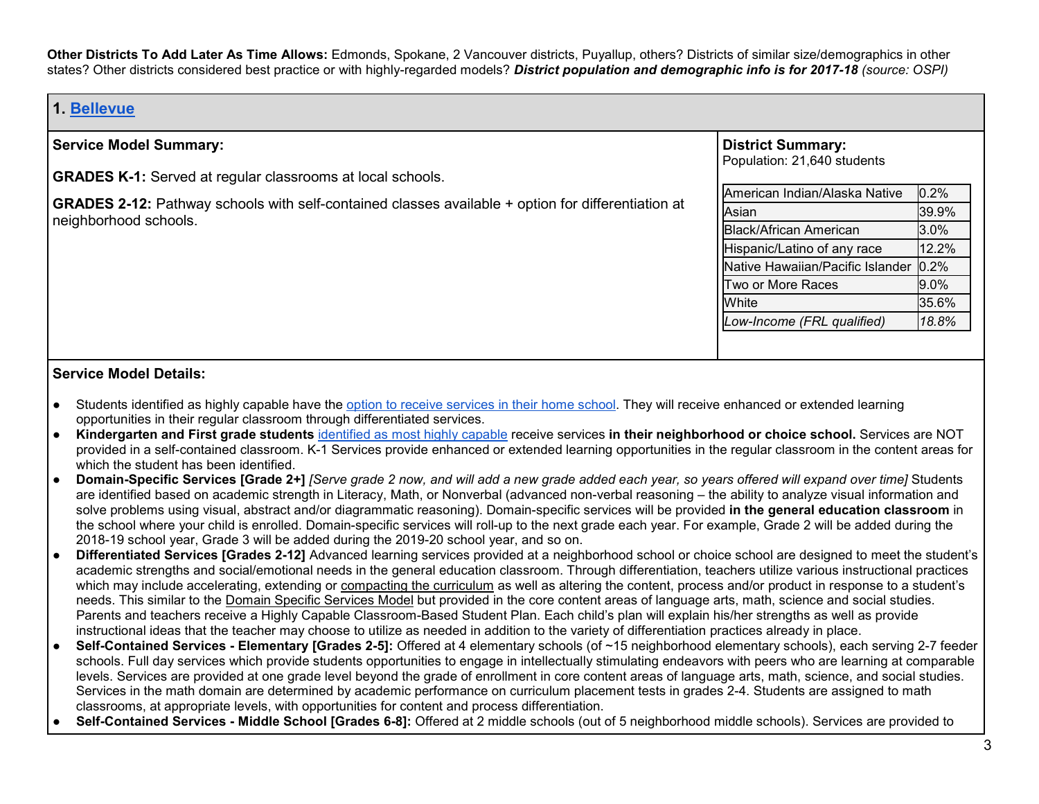**Other Districts To Add Later As Time Allows:** Edmonds, Spokane, 2 Vancouver districts, Puyallup, others? Districts of similar size/demographics in other states? Other districts considered best practice or with highly-regarded models? ***District population and demographic info is for 2017-18*** *(source: OSPI)*

## 1. Bellevue

**Service Model Summary:**

**GRADES K-1:** Served at regular classrooms at local schools.

**GRADES 2-12:** Pathway schools with self-contained classes available + option for differentiation at neighborhood schools.

**District Summary:**
Population: 21,640 students

| | |
|---|---|
| American Indian/Alaska Native | 0.2% |
| Asian | 39.9% |
| Black/African American | 3.0% |
| Hispanic/Latino of any race | 12.2% |
| Native Hawaiian/Pacific Islander | 0.2% |
| Two or More Races | 9.0% |
| White | 35.6% |
| *Low-Income (FRL qualified)* | *18.8%* |

**Service Model Details:**

- Students identified as highly capable have the option to receive services in their home school. They will receive enhanced or extended learning opportunities in their regular classroom through differentiated services.
- **Kindergarten and First grade students** identified as most highly capable receive services **in their neighborhood or choice school.** Services are NOT provided in a self-contained classroom. K-1 Services provide enhanced or extended learning opportunities in the regular classroom in the content areas for which the student has been identified.
- **Domain-Specific Services [Grade 2+]** *[Serve grade 2 now, and will add a new grade added each year, so years offered will expand over time]* Students are identified based on academic strength in Literacy, Math, or Nonverbal (advanced non-verbal reasoning – the ability to analyze visual information and solve problems using visual, abstract and/or diagrammatic reasoning). Domain-specific services will be provided **in the general education classroom** in the school where your child is enrolled. Domain-specific services will roll-up to the next grade each year. For example, Grade 2 will be added during the 2018-19 school year, Grade 3 will be added during the 2019-20 school year, and so on.
- **Differentiated Services [Grades 2-12]** Advanced learning services provided at a neighborhood school or choice school are designed to meet the student's academic strengths and social/emotional needs in the general education classroom. Through differentiation, teachers utilize various instructional practices which may include accelerating, extending or compacting the curriculum as well as altering the content, process and/or product in response to a student's needs. This similar to the Domain Specific Services Model but provided in the core content areas of language arts, math, science and social studies. Parents and teachers receive a Highly Capable Classroom-Based Student Plan. Each child's plan will explain his/her strengths as well as provide instructional ideas that the teacher may choose to utilize as needed in addition to the variety of differentiation practices already in place.
- **Self-Contained Services - Elementary [Grades 2-5]:** Offered at 4 elementary schools (of ~15 neighborhood elementary schools), each serving 2-7 feeder schools. Full day services which provide students opportunities to engage in intellectually stimulating endeavors with peers who are learning at comparable levels. Services are provided at one grade level beyond the grade of enrollment in core content areas of language arts, math, science, and social studies. Services in the math domain are determined by academic performance on curriculum placement tests in grades 2-4. Students are assigned to math classrooms, at appropriate levels, with opportunities for content and process differentiation.
- **Self-Contained Services - Middle School [Grades 6-8]:** Offered at 2 middle schools (out of 5 neighborhood middle schools). Services are provided to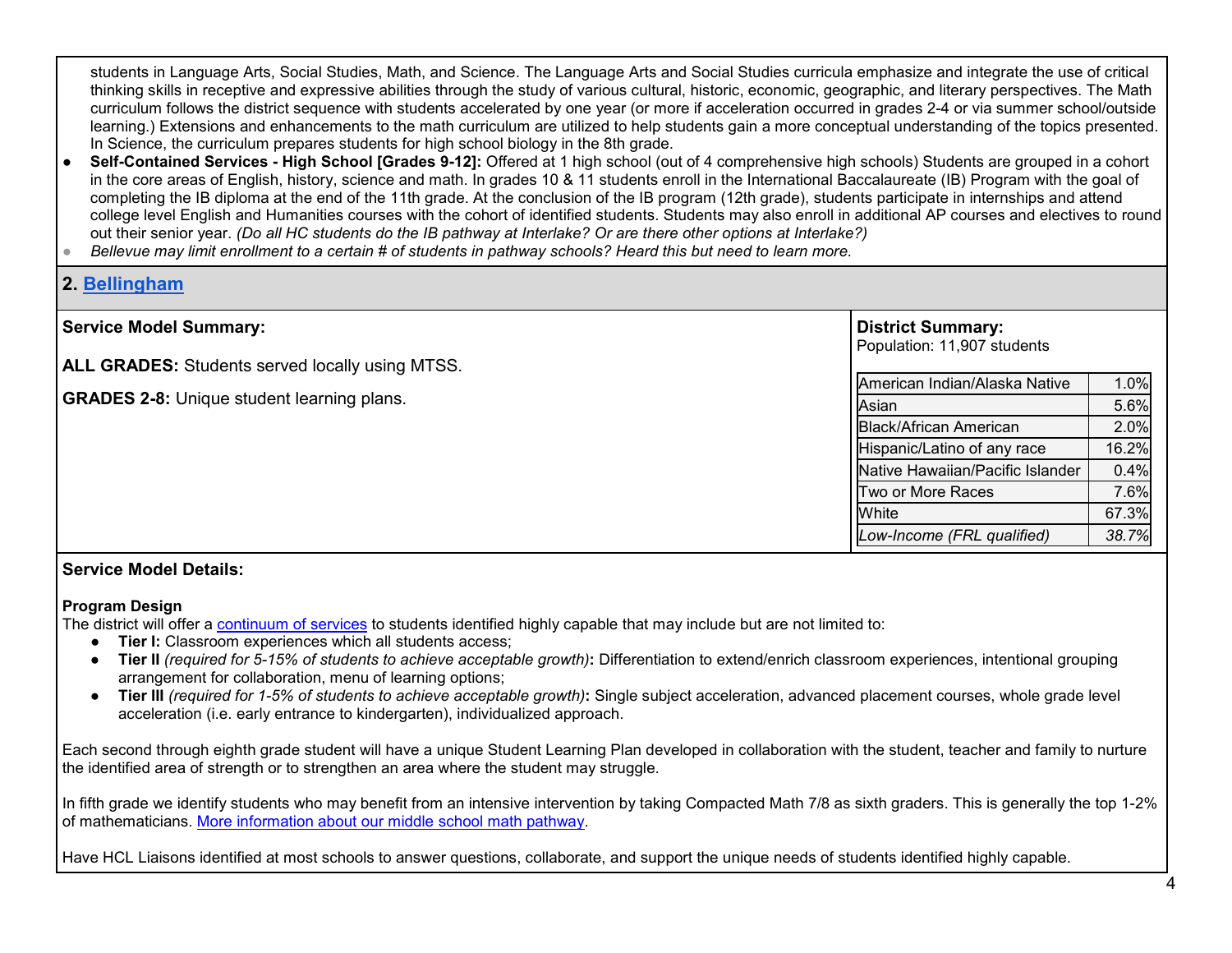students in Language Arts, Social Studies, Math, and Science. The Language Arts and Social Studies curricula emphasize and integrate the use of critical thinking skills in receptive and expressive abilities through the study of various cultural, historic, economic, geographic, and literary perspectives. The Math curriculum follows the district sequence with students accelerated by one year (or more if acceleration occurred in grades 2-4 or via summer school/outside learning.) Extensions and enhancements to the math curriculum are utilized to help students gain a more conceptual understanding of the topics presented. In Science, the curriculum prepares students for high school biology in the 8th grade.

- **Self-Contained Services - High School [Grades 9-12]:** Offered at 1 high school (out of 4 comprehensive high schools) Students are grouped in a cohort in the core areas of English, history, science and math. In grades 10 & 11 students enroll in the International Baccalaureate (IB) Program with the goal of completing the IB diploma at the end of the 11th grade. At the conclusion of the IB program (12th grade), students participate in internships and attend college level English and Humanities courses with the cohort of identified students. Students may also enroll in additional AP courses and electives to round out their senior year. *(Do all HC students do the IB pathway at Interlake? Or are there other options at Interlake?)*
- *Bellevue may limit enrollment to a certain # of students in pathway schools? Heard this but need to learn more.*

## 2. Bellingham

**Service Model Summary:**

**ALL GRADES:** Students served locally using MTSS.

**GRADES 2-8:** Unique student learning plans.

**District Summary:**
Population: 11,907 students

| | |
|---|---|
| American Indian/Alaska Native | 1.0% |
| Asian | 5.6% |
| Black/African American | 2.0% |
| Hispanic/Latino of any race | 16.2% |
| Native Hawaiian/Pacific Islander | 0.4% |
| Two or More Races | 7.6% |
| White | 67.3% |
| *Low-Income (FRL qualified)* | *38.7%* |

**Service Model Details:**

**Program Design**
The district will offer a continuum of services to students identified highly capable that may include but are not limited to:

- **Tier I:** Classroom experiences which all students access;
- **Tier II** *(required for 5-15% of students to achieve acceptable growth)***:** Differentiation to extend/enrich classroom experiences, intentional grouping arrangement for collaboration, menu of learning options;
- **Tier III** *(required for 1-5% of students to achieve acceptable growth)***:** Single subject acceleration, advanced placement courses, whole grade level acceleration (i.e. early entrance to kindergarten), individualized approach.

Each second through eighth grade student will have a unique Student Learning Plan developed in collaboration with the student, teacher and family to nurture the identified area of strength or to strengthen an area where the student may struggle.

In fifth grade we identify students who may benefit from an intensive intervention by taking Compacted Math 7/8 as sixth graders. This is generally the top 1-2% of mathematicians. More information about our middle school math pathway.

Have HCL Liaisons identified at most schools to answer questions, collaborate, and support the unique needs of students identified highly capable.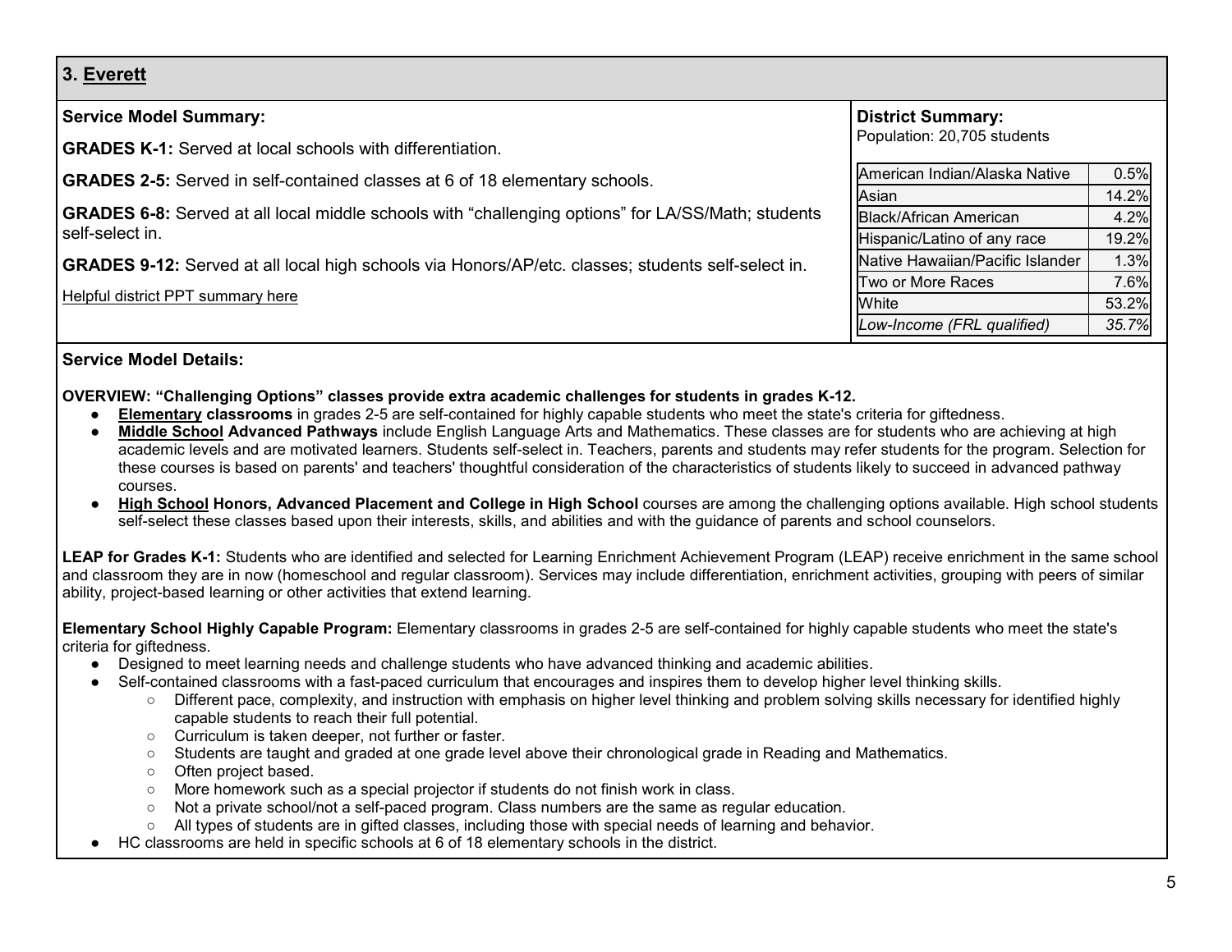## 3. Everett

**Service Model Summary:**

**GRADES K-1:** Served at local schools with differentiation.

**GRADES 2-5:** Served in self-contained classes at 6 of 18 elementary schools.

**GRADES 6-8:** Served at all local middle schools with "challenging options" for LA/SS/Math; students self-select in.

**GRADES 9-12:** Served at all local high schools via Honors/AP/etc. classes; students self-select in.

Helpful district PPT summary here

**District Summary:**
Population: 20,705 students

| | |
|---|---|
| American Indian/Alaska Native | 0.5% |
| Asian | 14.2% |
| Black/African American | 4.2% |
| Hispanic/Latino of any race | 19.2% |
| Native Hawaiian/Pacific Islander | 1.3% |
| Two or More Races | 7.6% |
| White | 53.2% |
| *Low-Income (FRL qualified)* | *35.7%* |

**Service Model Details:**

**OVERVIEW: "Challenging Options" classes provide extra academic challenges for students in grades K-12.**

- **Elementary classrooms** in grades 2-5 are self-contained for highly capable students who meet the state's criteria for giftedness.
- **Middle School Advanced Pathways** include English Language Arts and Mathematics. These classes are for students who are achieving at high academic levels and are motivated learners. Students self-select in. Teachers, parents and students may refer students for the program. Selection for these courses is based on parents' and teachers' thoughtful consideration of the characteristics of students likely to succeed in advanced pathway courses.
- **High School Honors, Advanced Placement and College in High School** courses are among the challenging options available. High school students self-select these classes based upon their interests, skills, and abilities and with the guidance of parents and school counselors.

**LEAP for Grades K-1:** Students who are identified and selected for Learning Enrichment Achievement Program (LEAP) receive enrichment in the same school and classroom they are in now (homeschool and regular classroom). Services may include differentiation, enrichment activities, grouping with peers of similar ability, project-based learning or other activities that extend learning.

**Elementary School Highly Capable Program:** Elementary classrooms in grades 2-5 are self-contained for highly capable students who meet the state's criteria for giftedness.

- Designed to meet learning needs and challenge students who have advanced thinking and academic abilities.
- Self-contained classrooms with a fast-paced curriculum that encourages and inspires them to develop higher level thinking skills.
  - Different pace, complexity, and instruction with emphasis on higher level thinking and problem solving skills necessary for identified highly capable students to reach their full potential.
  - Curriculum is taken deeper, not further or faster.
  - Students are taught and graded at one grade level above their chronological grade in Reading and Mathematics.
  - Often project based.
  - More homework such as a special projector if students do not finish work in class.
  - Not a private school/not a self-paced program. Class numbers are the same as regular education.
  - All types of students are in gifted classes, including those with special needs of learning and behavior.
- HC classrooms are held in specific schools at 6 of 18 elementary schools in the district.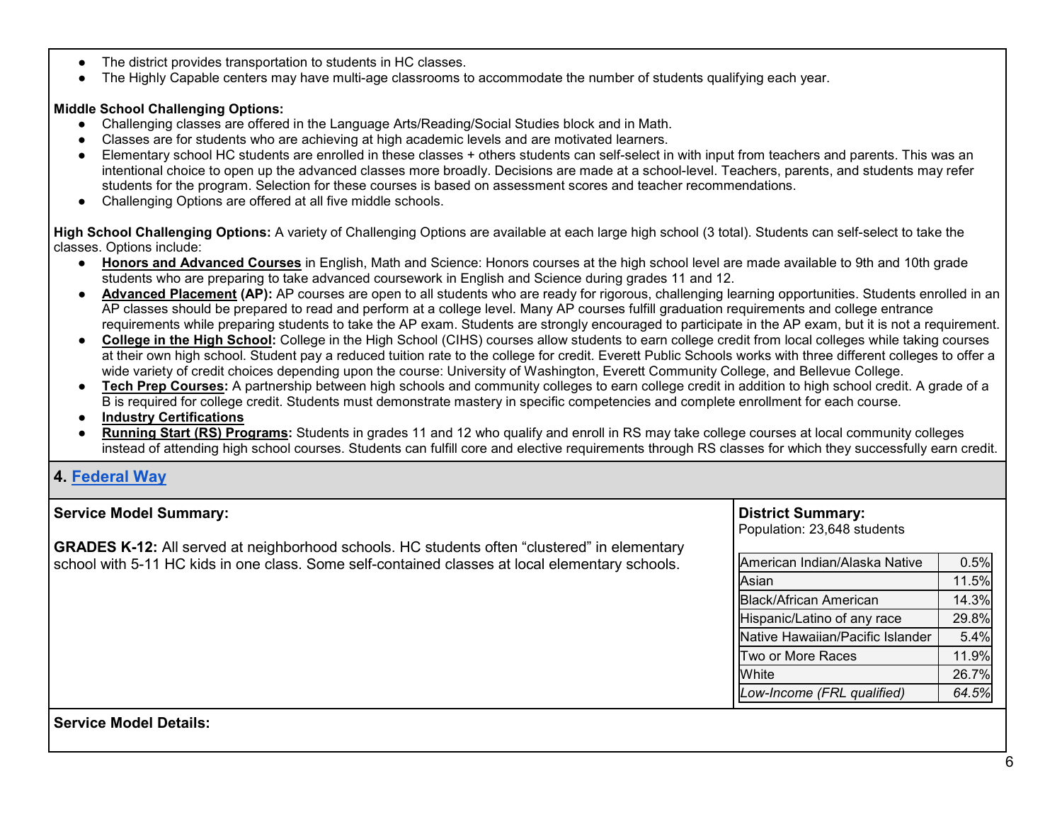- The district provides transportation to students in HC classes.
- The Highly Capable centers may have multi-age classrooms to accommodate the number of students qualifying each year.

**Middle School Challenging Options:**

- Challenging classes are offered in the Language Arts/Reading/Social Studies block and in Math.
- Classes are for students who are achieving at high academic levels and are motivated learners.
- Elementary school HC students are enrolled in these classes + others students can self-select in with input from teachers and parents. This was an intentional choice to open up the advanced classes more broadly. Decisions are made at a school-level. Teachers, parents, and students may refer students for the program. Selection for these courses is based on assessment scores and teacher recommendations.
- Challenging Options are offered at all five middle schools.

**High School Challenging Options:** A variety of Challenging Options are available at each large high school (3 total). Students can self-select to take the classes. Options include:

- **Honors and Advanced Courses** in English, Math and Science: Honors courses at the high school level are made available to 9th and 10th grade students who are preparing to take advanced coursework in English and Science during grades 11 and 12.
- **Advanced Placement (AP):** AP courses are open to all students who are ready for rigorous, challenging learning opportunities. Students enrolled in an AP classes should be prepared to read and perform at a college level. Many AP courses fulfill graduation requirements and college entrance requirements while preparing students to take the AP exam. Students are strongly encouraged to participate in the AP exam, but it is not a requirement.
- **College in the High School:** College in the High School (CIHS) courses allow students to earn college credit from local colleges while taking courses at their own high school. Student pay a reduced tuition rate to the college for credit. Everett Public Schools works with three different colleges to offer a wide variety of credit choices depending upon the course: University of Washington, Everett Community College, and Bellevue College.
- **Tech Prep Courses:** A partnership between high schools and community colleges to earn college credit in addition to high school credit. A grade of a B is required for college credit. Students must demonstrate mastery in specific competencies and complete enrollment for each course.
- **Industry Certifications**
- **Running Start (RS) Programs:** Students in grades 11 and 12 who qualify and enroll in RS may take college courses at local community colleges instead of attending high school courses. Students can fulfill core and elective requirements through RS classes for which they successfully earn credit.

## 4. Federal Way

**Service Model Summary:**

**GRADES K-12:** All served at neighborhood schools. HC students often "clustered" in elementary school with 5-11 HC kids in one class. Some self-contained classes at local elementary schools.

**District Summary:**
Population: 23,648 students

| | |
|---|---|
| American Indian/Alaska Native | 0.5% |
| Asian | 11.5% |
| Black/African American | 14.3% |
| Hispanic/Latino of any race | 29.8% |
| Native Hawaiian/Pacific Islander | 5.4% |
| Two or More Races | 11.9% |
| White | 26.7% |
| *Low-Income (FRL qualified)* | *64.5%* |

**Service Model Details:**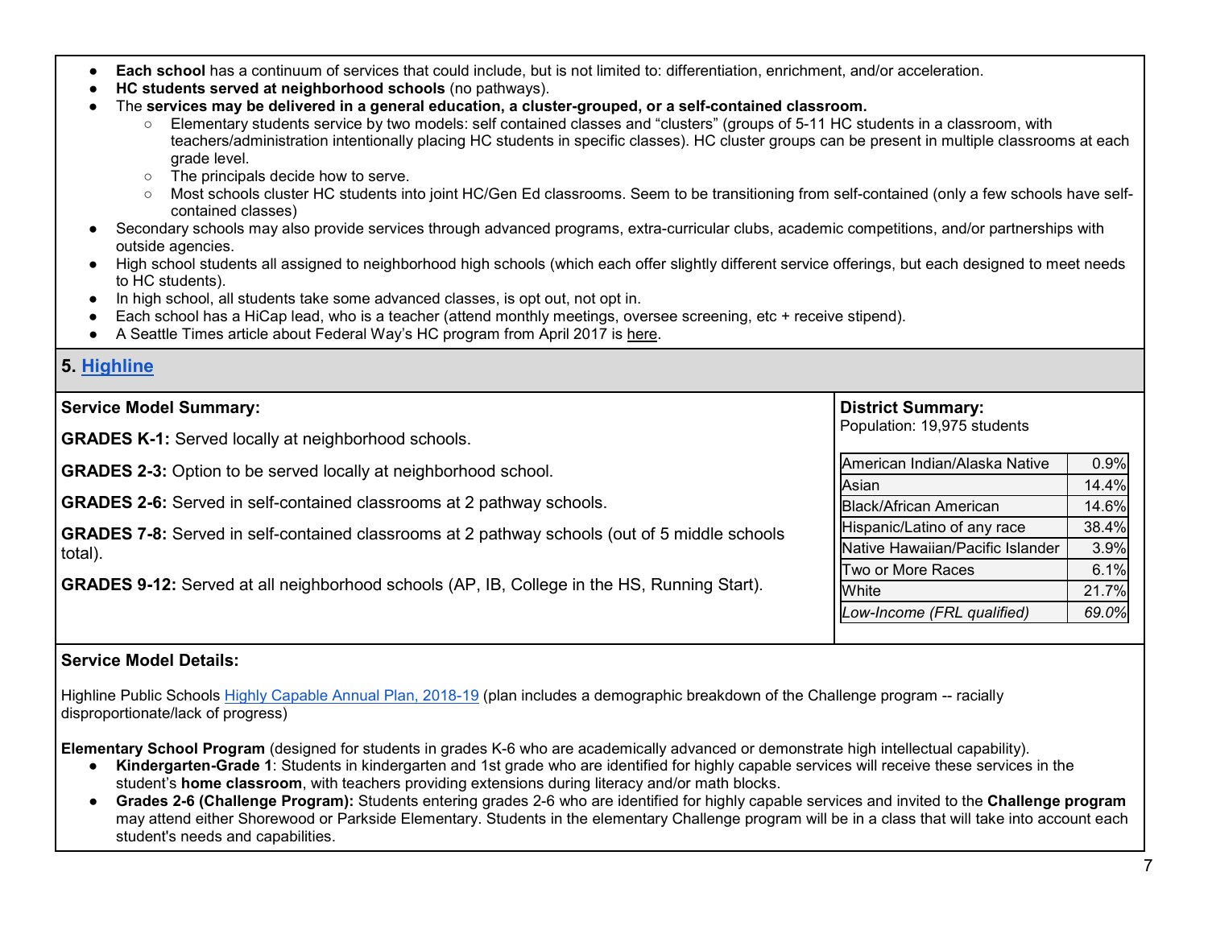- **Each school** has a continuum of services that could include, but is not limited to: differentiation, enrichment, and/or acceleration.
- **HC students served at neighborhood schools** (no pathways).
- The **services may be delivered in a general education, a cluster-grouped, or a self-contained classroom.**
  - Elementary students service by two models: self contained classes and "clusters" (groups of 5-11 HC students in a classroom, with teachers/administration intentionally placing HC students in specific classes). HC cluster groups can be present in multiple classrooms at each grade level.
  - The principals decide how to serve.
  - Most schools cluster HC students into joint HC/Gen Ed classrooms. Seem to be transitioning from self-contained (only a few schools have self-contained classes)
- Secondary schools may also provide services through advanced programs, extra-curricular clubs, academic competitions, and/or partnerships with outside agencies.
- High school students all assigned to neighborhood high schools (which each offer slightly different service offerings, but each designed to meet needs to HC students).
- In high school, all students take some advanced classes, is opt out, not opt in.
- Each school has a HiCap lead, who is a teacher (attend monthly meetings, oversee screening, etc + receive stipend).
- A Seattle Times article about Federal Way's HC program from April 2017 is here.

## 5. Highline

**Service Model Summary:**

**GRADES K-1:** Served locally at neighborhood schools.

**GRADES 2-3:** Option to be served locally at neighborhood school.

**GRADES 2-6:** Served in self-contained classrooms at 2 pathway schools.

**GRADES 7-8:** Served in self-contained classrooms at 2 pathway schools (out of 5 middle schools total).

**GRADES 9-12:** Served at all neighborhood schools (AP, IB, College in the HS, Running Start).

**District Summary:**
Population: 19,975 students

| Group | Percent |
|---|---|
| American Indian/Alaska Native | 0.9% |
| Asian | 14.4% |
| Black/African American | 14.6% |
| Hispanic/Latino of any race | 38.4% |
| Native Hawaiian/Pacific Islander | 3.9% |
| Two or More Races | 6.1% |
| White | 21.7% |
| *Low-Income (FRL qualified)* | *69.0%* |

**Service Model Details:**

Highline Public Schools Highly Capable Annual Plan, 2018-19 (plan includes a demographic breakdown of the Challenge program -- racially disproportionate/lack of progress)

**Elementary School Program** (designed for students in grades K-6 who are academically advanced or demonstrate high intellectual capability).

- **Kindergarten-Grade 1**: Students in kindergarten and 1st grade who are identified for highly capable services will receive these services in the student's **home classroom**, with teachers providing extensions during literacy and/or math blocks.
- **Grades 2-6 (Challenge Program):** Students entering grades 2-6 who are identified for highly capable services and invited to the **Challenge program** may attend either Shorewood or Parkside Elementary. Students in the elementary Challenge program will be in a class that will take into account each student's needs and capabilities.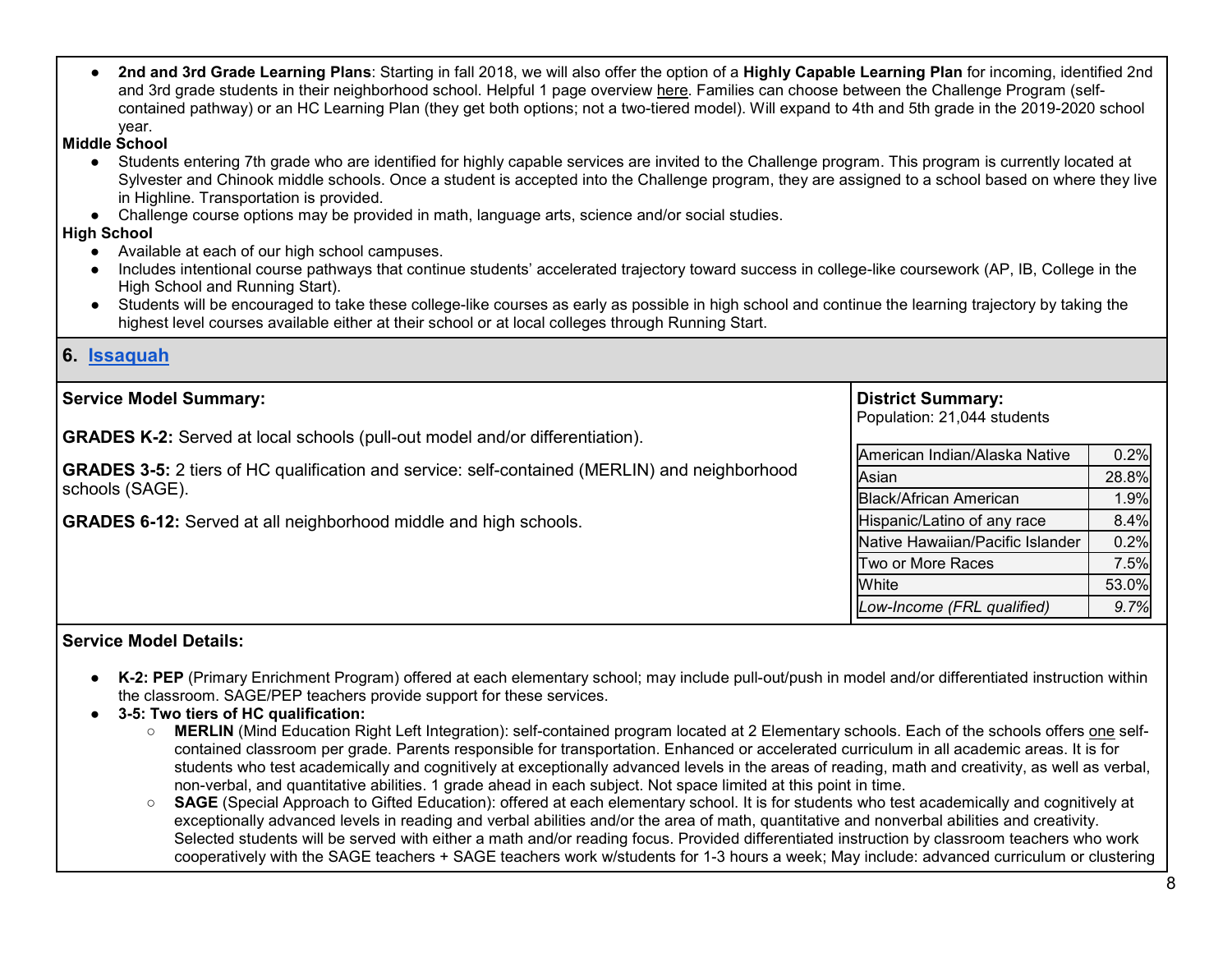- **2nd and 3rd Grade Learning Plans**: Starting in fall 2018, we will also offer the option of a **Highly Capable Learning Plan** for incoming, identified 2nd and 3rd grade students in their neighborhood school. Helpful 1 page overview here. Families can choose between the Challenge Program (self-contained pathway) or an HC Learning Plan (they get both options; not a two-tiered model). Will expand to 4th and 5th grade in the 2019-2020 school year.

**Middle School**

- Students entering 7th grade who are identified for highly capable services are invited to the Challenge program. This program is currently located at Sylvester and Chinook middle schools. Once a student is accepted into the Challenge program, they are assigned to a school based on where they live in Highline. Transportation is provided.
- Challenge course options may be provided in math, language arts, science and/or social studies.

**High School**

- Available at each of our high school campuses.
- Includes intentional course pathways that continue students' accelerated trajectory toward success in college-like coursework (AP, IB, College in the High School and Running Start).
- Students will be encouraged to take these college-like courses as early as possible in high school and continue the learning trajectory by taking the highest level courses available either at their school or at local colleges through Running Start.

## 6. Issaquah

**Service Model Summary:**

**GRADES K-2:** Served at local schools (pull-out model and/or differentiation).

**GRADES 3-5:** 2 tiers of HC qualification and service: self-contained (MERLIN) and neighborhood schools (SAGE).

**GRADES 6-12:** Served at all neighborhood middle and high schools.

**District Summary:**
Population: 21,044 students

| | |
|---|---|
| American Indian/Alaska Native | 0.2% |
| Asian | 28.8% |
| Black/African American | 1.9% |
| Hispanic/Latino of any race | 8.4% |
| Native Hawaiian/Pacific Islander | 0.2% |
| Two or More Races | 7.5% |
| White | 53.0% |
| *Low-Income (FRL qualified)* | *9.7%* |

**Service Model Details:**

- **K-2: PEP** (Primary Enrichment Program) offered at each elementary school; may include pull-out/push in model and/or differentiated instruction within the classroom. SAGE/PEP teachers provide support for these services.
- **3-5: Two tiers of HC qualification:**
  - **MERLIN** (Mind Education Right Left Integration): self-contained program located at 2 Elementary schools. Each of the schools offers one self-contained classroom per grade. Parents responsible for transportation. Enhanced or accelerated curriculum in all academic areas. It is for students who test academically and cognitively at exceptionally advanced levels in the areas of reading, math and creativity, as well as verbal, non-verbal, and quantitative abilities. 1 grade ahead in each subject. Not space limited at this point in time.
  - **SAGE** (Special Approach to Gifted Education): offered at each elementary school. It is for students who test academically and cognitively at exceptionally advanced levels in reading and verbal abilities and/or the area of math, quantitative and nonverbal abilities and creativity. Selected students will be served with either a math and/or reading focus. Provided differentiated instruction by classroom teachers who work cooperatively with the SAGE teachers + SAGE teachers work w/students for 1-3 hours a week; May include: advanced curriculum or clustering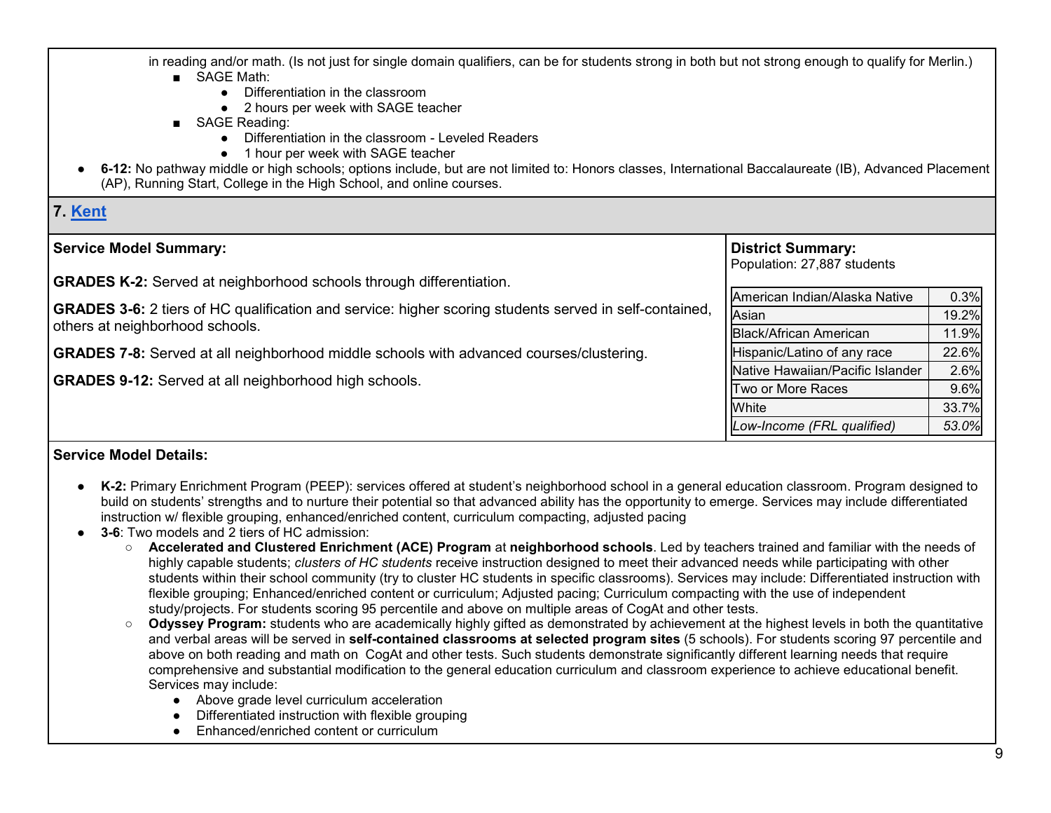in reading and/or math. (Is not just for single domain qualifiers, can be for students strong in both but not strong enough to qualify for Merlin.)

- SAGE Math:
  - Differentiation in the classroom
  - 2 hours per week with SAGE teacher
- SAGE Reading:
  - Differentiation in the classroom - Leveled Readers
  - 1 hour per week with SAGE teacher

- **6-12:** No pathway middle or high schools; options include, but are not limited to: Honors classes, International Baccalaureate (IB), Advanced Placement (AP), Running Start, College in the High School, and online courses.

## 7. Kent

**Service Model Summary:**

**GRADES K-2:** Served at neighborhood schools through differentiation.

**GRADES 3-6:** 2 tiers of HC qualification and service: higher scoring students served in self-contained, others at neighborhood schools.

**GRADES 7-8:** Served at all neighborhood middle schools with advanced courses/clustering.

**GRADES 9-12:** Served at all neighborhood high schools.

**District Summary:**
Population: 27,887 students

| | |
|---|---|
| American Indian/Alaska Native | 0.3% |
| Asian | 19.2% |
| Black/African American | 11.9% |
| Hispanic/Latino of any race | 22.6% |
| Native Hawaiian/Pacific Islander | 2.6% |
| Two or More Races | 9.6% |
| White | 33.7% |
| *Low-Income (FRL qualified)* | *53.0%* |

**Service Model Details:**

- **K-2:** Primary Enrichment Program (PEEP): services offered at student's neighborhood school in a general education classroom. Program designed to build on students' strengths and to nurture their potential so that advanced ability has the opportunity to emerge. Services may include differentiated instruction w/ flexible grouping, enhanced/enriched content, curriculum compacting, adjusted pacing
- **3-6**: Two models and 2 tiers of HC admission:
  - **Accelerated and Clustered Enrichment (ACE) Program** at **neighborhood schools**. Led by teachers trained and familiar with the needs of highly capable students; *clusters of HC students* receive instruction designed to meet their advanced needs while participating with other students within their school community (try to cluster HC students in specific classrooms). Services may include: Differentiated instruction with flexible grouping; Enhanced/enriched content or curriculum; Adjusted pacing; Curriculum compacting with the use of independent study/projects. For students scoring 95 percentile and above on multiple areas of CogAt and other tests.
  - **Odyssey Program:** students who are academically highly gifted as demonstrated by achievement at the highest levels in both the quantitative and verbal areas will be served in **self-contained classrooms at selected program sites** (5 schools). For students scoring 97 percentile and above on both reading and math on CogAt and other tests. Such students demonstrate significantly different learning needs that require comprehensive and substantial modification to the general education curriculum and classroom experience to achieve educational benefit. Services may include:
    - Above grade level curriculum acceleration
    - Differentiated instruction with flexible grouping
    - Enhanced/enriched content or curriculum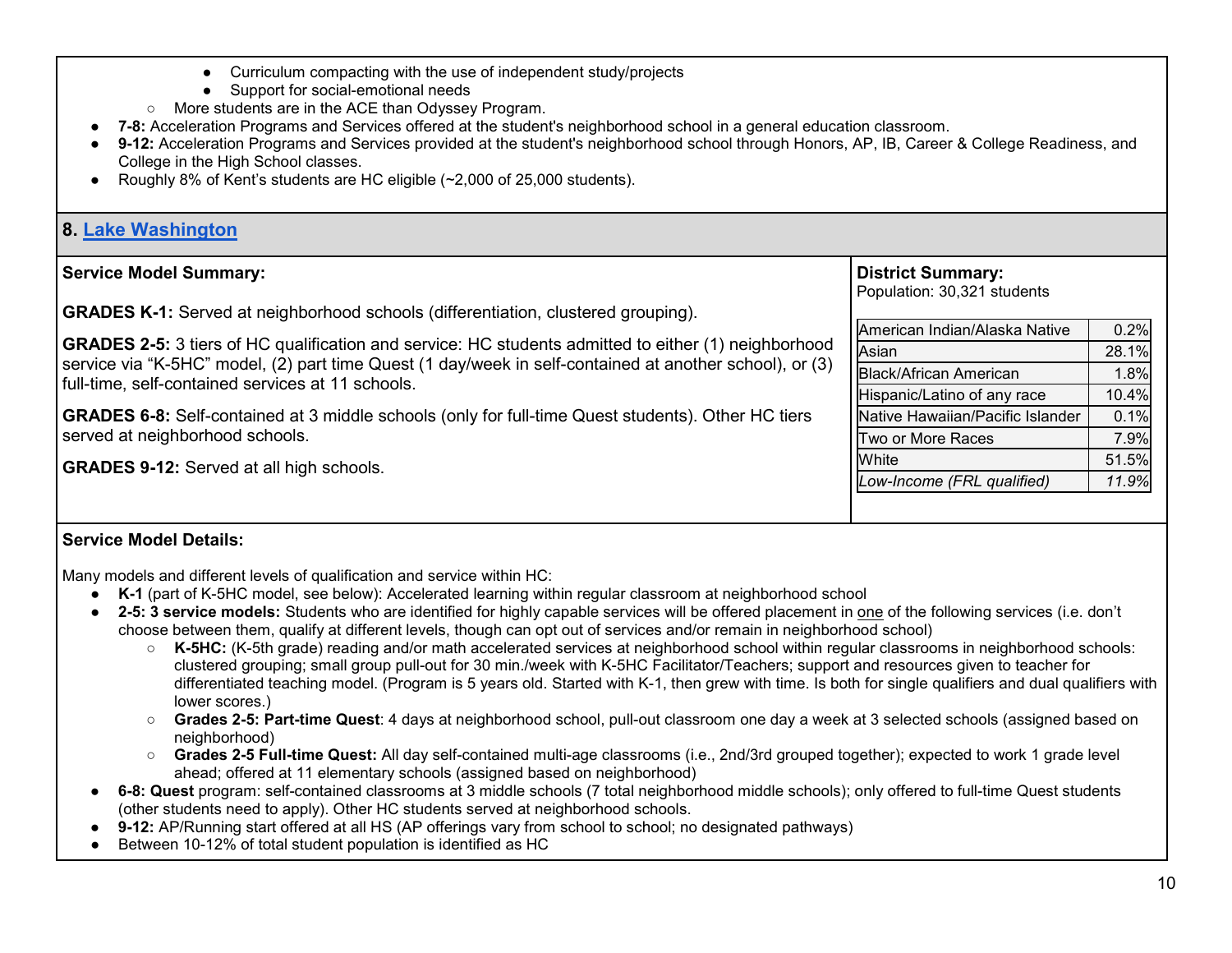- Curriculum compacting with the use of independent study/projects
        - Support for social-emotional needs
    - More students are in the ACE than Odyssey Program.
- **7-8:** Acceleration Programs and Services offered at the student's neighborhood school in a general education classroom.
- **9-12:** Acceleration Programs and Services provided at the student's neighborhood school through Honors, AP, IB, Career & College Readiness, and College in the High School classes.
- Roughly 8% of Kent's students are HC eligible (~2,000 of 25,000 students).

## 8. Lake Washington

**Service Model Summary:**

**GRADES K-1:** Served at neighborhood schools (differentiation, clustered grouping).

**GRADES 2-5:** 3 tiers of HC qualification and service: HC students admitted to either (1) neighborhood service via "K-5HC" model, (2) part time Quest (1 day/week in self-contained at another school), or (3) full-time, self-contained services at 11 schools.

**GRADES 6-8:** Self-contained at 3 middle schools (only for full-time Quest students). Other HC tiers served at neighborhood schools.

**GRADES 9-12:** Served at all high schools.

**District Summary:**
Population: 30,321 students

| | |
|---|---|
| American Indian/Alaska Native | 0.2% |
| Asian | 28.1% |
| Black/African American | 1.8% |
| Hispanic/Latino of any race | 10.4% |
| Native Hawaiian/Pacific Islander | 0.1% |
| Two or More Races | 7.9% |
| White | 51.5% |
| *Low-Income (FRL qualified)* | *11.9%* |

**Service Model Details:**

Many models and different levels of qualification and service within HC:

- **K-1** (part of K-5HC model, see below): Accelerated learning within regular classroom at neighborhood school
- **2-5: 3 service models:** Students who are identified for highly capable services will be offered placement in one of the following services (i.e. don't choose between them, qualify at different levels, though can opt out of services and/or remain in neighborhood school)
    - **K-5HC:** (K-5th grade) reading and/or math accelerated services at neighborhood school within regular classrooms in neighborhood schools: clustered grouping; small group pull-out for 30 min./week with K-5HC Facilitator/Teachers; support and resources given to teacher for differentiated teaching model. (Program is 5 years old. Started with K-1, then grew with time. Is both for single qualifiers and dual qualifiers with lower scores.)
    - **Grades 2-5: Part-time Quest**: 4 days at neighborhood school, pull-out classroom one day a week at 3 selected schools (assigned based on neighborhood)
    - **Grades 2-5 Full-time Quest:** All day self-contained multi-age classrooms (i.e., 2nd/3rd grouped together); expected to work 1 grade level ahead; offered at 11 elementary schools (assigned based on neighborhood)
- **6-8: Quest** program: self-contained classrooms at 3 middle schools (7 total neighborhood middle schools); only offered to full-time Quest students (other students need to apply). Other HC students served at neighborhood schools.
- **9-12:** AP/Running start offered at all HS (AP offerings vary from school to school; no designated pathways)
- Between 10-12% of total student population is identified as HC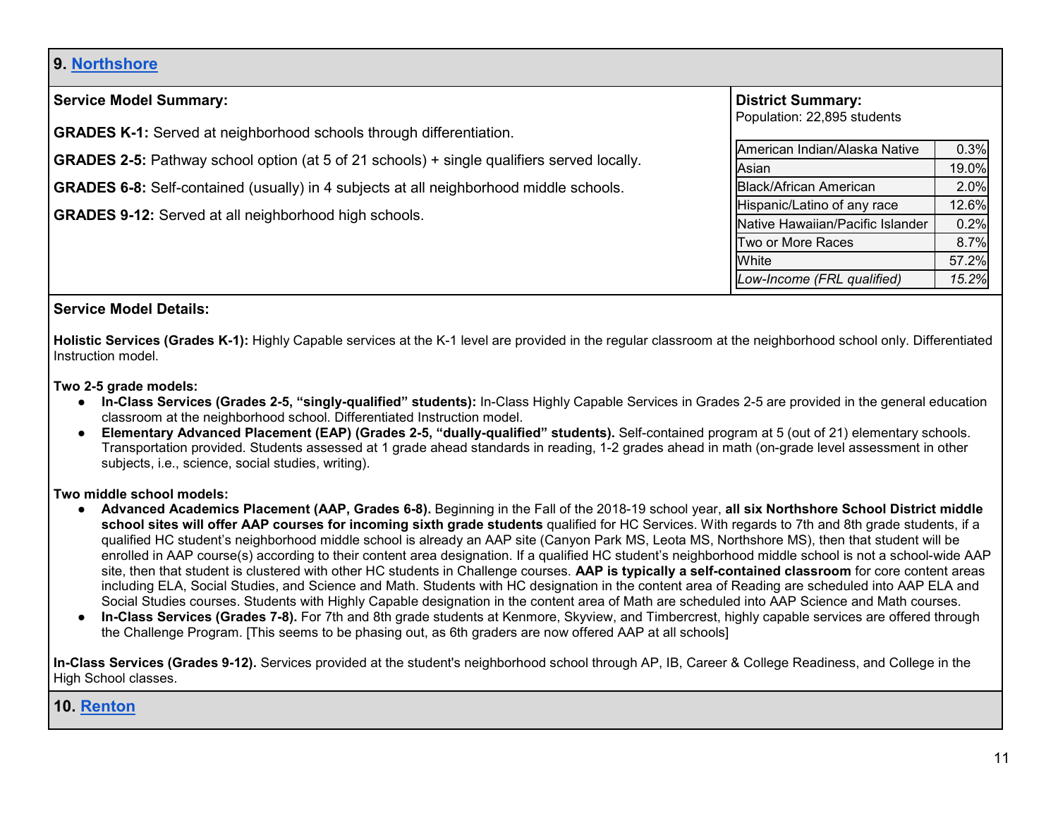## 9. Northshore

**Service Model Summary:**

**GRADES K-1:** Served at neighborhood schools through differentiation.

**GRADES 2-5:** Pathway school option (at 5 of 21 schools) + single qualifiers served locally.

**GRADES 6-8:** Self-contained (usually) in 4 subjects at all neighborhood middle schools.

**GRADES 9-12:** Served at all neighborhood high schools.

**District Summary:**
Population: 22,895 students

| Group | Percent |
|---|---|
| American Indian/Alaska Native | 0.3% |
| Asian | 19.0% |
| Black/African American | 2.0% |
| Hispanic/Latino of any race | 12.6% |
| Native Hawaiian/Pacific Islander | 0.2% |
| Two or More Races | 8.7% |
| White | 57.2% |
| *Low-Income (FRL qualified)* | *15.2%* |

**Service Model Details:**

**Holistic Services (Grades K-1):** Highly Capable services at the K-1 level are provided in the regular classroom at the neighborhood school only. Differentiated Instruction model.

**Two 2-5 grade models:**

- **In-Class Services (Grades 2-5, "singly-qualified" students):** In-Class Highly Capable Services in Grades 2-5 are provided in the general education classroom at the neighborhood school. Differentiated Instruction model.
- **Elementary Advanced Placement (EAP) (Grades 2-5, "dually-qualified" students).** Self-contained program at 5 (out of 21) elementary schools. Transportation provided. Students assessed at 1 grade ahead standards in reading, 1-2 grades ahead in math (on-grade level assessment in other subjects, i.e., science, social studies, writing).

**Two middle school models:**

- **Advanced Academics Placement (AAP, Grades 6-8).** Beginning in the Fall of the 2018-19 school year, **all six Northshore School District middle school sites will offer AAP courses for incoming sixth grade students** qualified for HC Services. With regards to 7th and 8th grade students, if a qualified HC student's neighborhood middle school is already an AAP site (Canyon Park MS, Leota MS, Northshore MS), then that student will be enrolled in AAP course(s) according to their content area designation. If a qualified HC student's neighborhood middle school is not a school-wide AAP site, then that student is clustered with other HC students in Challenge courses. **AAP is typically a self-contained classroom** for core content areas including ELA, Social Studies, and Science and Math. Students with HC designation in the content area of Reading are scheduled into AAP ELA and Social Studies courses. Students with Highly Capable designation in the content area of Math are scheduled into AAP Science and Math courses.
- **In-Class Services (Grades 7-8).** For 7th and 8th grade students at Kenmore, Skyview, and Timbercrest, highly capable services are offered through the Challenge Program. [This seems to be phasing out, as 6th graders are now offered AAP at all schools]

**In-Class Services (Grades 9-12).** Services provided at the student's neighborhood school through AP, IB, Career & College Readiness, and College in the High School classes.

## 10. Renton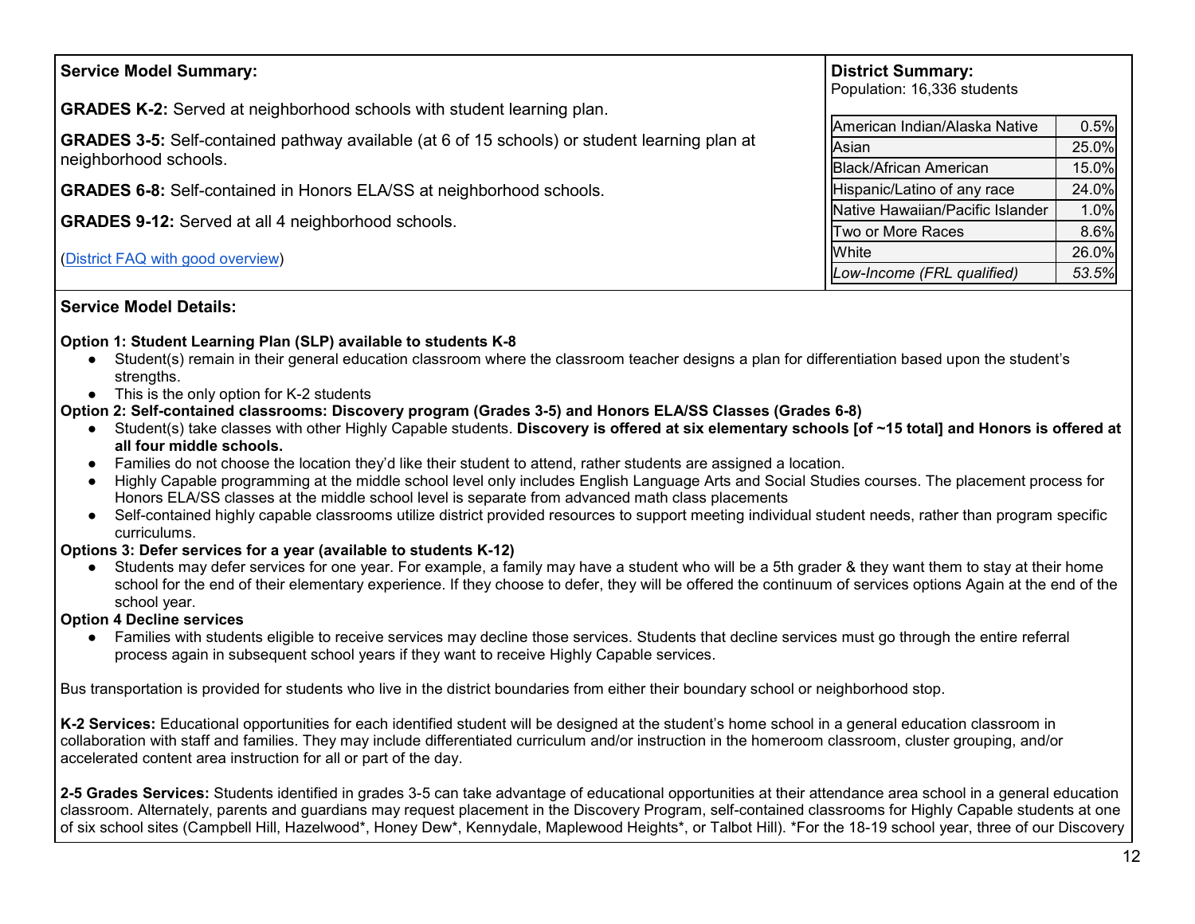**Service Model Summary:**

**GRADES K-2:** Served at neighborhood schools with student learning plan.

**GRADES 3-5:** Self-contained pathway available (at 6 of 15 schools) or student learning plan at neighborhood schools.

**GRADES 6-8:** Self-contained in Honors ELA/SS at neighborhood schools.

**GRADES 9-12:** Served at all 4 neighborhood schools.

([District FAQ with good overview]())

**District Summary:**
Population: 16,336 students

| | |
|---|---|
| American Indian/Alaska Native | 0.5% |
| Asian | 25.0% |
| Black/African American | 15.0% |
| Hispanic/Latino of any race | 24.0% |
| Native Hawaiian/Pacific Islander | 1.0% |
| Two or More Races | 8.6% |
| White | 26.0% |
| *Low-Income (FRL qualified)* | *53.5%* |

**Service Model Details:**

**Option 1: Student Learning Plan (SLP) available to students K-8**

- Student(s) remain in their general education classroom where the classroom teacher designs a plan for differentiation based upon the student's strengths.
- This is the only option for K-2 students

**Option 2: Self-contained classrooms: Discovery program (Grades 3-5) and Honors ELA/SS Classes (Grades 6-8)**

- Student(s) take classes with other Highly Capable students. **Discovery is offered at six elementary schools [of ~15 total] and Honors is offered at all four middle schools.**
- Families do not choose the location they'd like their student to attend, rather students are assigned a location.
- Highly Capable programming at the middle school level only includes English Language Arts and Social Studies courses. The placement process for Honors ELA/SS classes at the middle school level is separate from advanced math class placements
- Self-contained highly capable classrooms utilize district provided resources to support meeting individual student needs, rather than program specific curriculums.

**Options 3: Defer services for a year (available to students K-12)**

- Students may defer services for one year. For example, a family may have a student who will be a 5th grader & they want them to stay at their home school for the end of their elementary experience. If they choose to defer, they will be offered the continuum of services options Again at the end of the school year.

**Option 4 Decline services**

- Families with students eligible to receive services may decline those services. Students that decline services must go through the entire referral process again in subsequent school years if they want to receive Highly Capable services.

Bus transportation is provided for students who live in the district boundaries from either their boundary school or neighborhood stop.

**K-2 Services:** Educational opportunities for each identified student will be designed at the student's home school in a general education classroom in collaboration with staff and families. They may include differentiated curriculum and/or instruction in the homeroom classroom, cluster grouping, and/or accelerated content area instruction for all or part of the day.

**2-5 Grades Services:** Students identified in grades 3-5 can take advantage of educational opportunities at their attendance area school in a general education classroom. Alternately, parents and guardians may request placement in the Discovery Program, self-contained classrooms for Highly Capable students at one of six school sites (Campbell Hill, Hazelwood*, Honey Dew*, Kennydale, Maplewood Heights*, or Talbot Hill). *For the 18-19 school year, three of our Discovery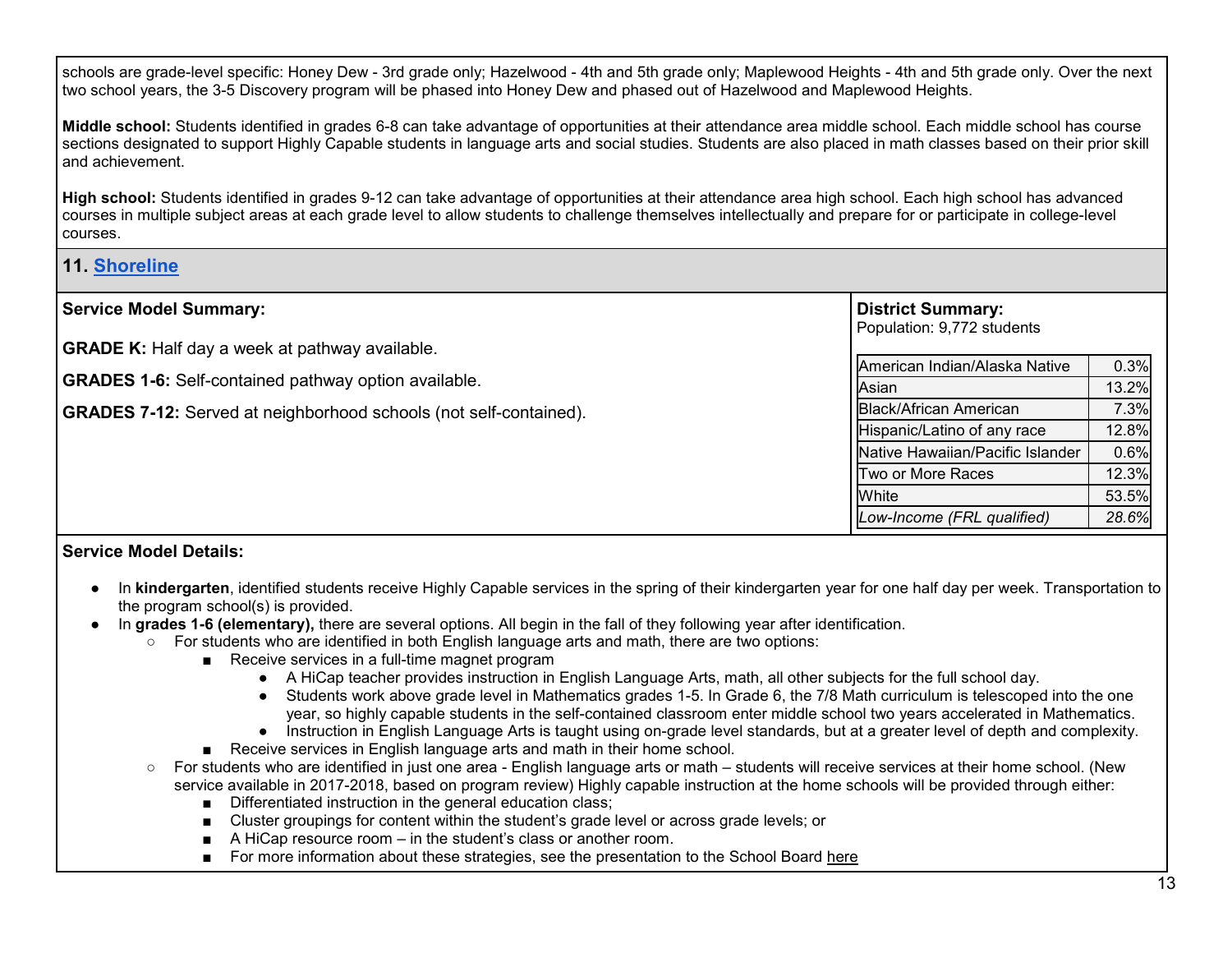schools are grade-level specific: Honey Dew - 3rd grade only; Hazelwood - 4th and 5th grade only; Maplewood Heights - 4th and 5th grade only. Over the next two school years, the 3-5 Discovery program will be phased into Honey Dew and phased out of Hazelwood and Maplewood Heights.

**Middle school:** Students identified in grades 6-8 can take advantage of opportunities at their attendance area middle school. Each middle school has course sections designated to support Highly Capable students in language arts and social studies. Students are also placed in math classes based on their prior skill and achievement.

**High school:** Students identified in grades 9-12 can take advantage of opportunities at their attendance area high school. Each high school has advanced courses in multiple subject areas at each grade level to allow students to challenge themselves intellectually and prepare for or participate in college-level courses.

## 11. Shoreline

**Service Model Summary:**

**GRADE K:** Half day a week at pathway available.

**GRADES 1-6:** Self-contained pathway option available.

**GRADES 7-12:** Served at neighborhood schools (not self-contained).

**District Summary:**
Population: 9,772 students

| | |
|---|---|
| American Indian/Alaska Native | 0.3% |
| Asian | 13.2% |
| Black/African American | 7.3% |
| Hispanic/Latino of any race | 12.8% |
| Native Hawaiian/Pacific Islander | 0.6% |
| Two or More Races | 12.3% |
| White | 53.5% |
| *Low-Income (FRL qualified)* | *28.6%* |

**Service Model Details:**

- In **kindergarten**, identified students receive Highly Capable services in the spring of their kindergarten year for one half day per week. Transportation to the program school(s) is provided.
- In **grades 1-6 (elementary),** there are several options. All begin in the fall of they following year after identification.
  - For students who are identified in both English language arts and math, there are two options:
    - Receive services in a full-time magnet program
      - A HiCap teacher provides instruction in English Language Arts, math, all other subjects for the full school day.
      - Students work above grade level in Mathematics grades 1-5. In Grade 6, the 7/8 Math curriculum is telescoped into the one year, so highly capable students in the self-contained classroom enter middle school two years accelerated in Mathematics.
      - Instruction in English Language Arts is taught using on-grade level standards, but at a greater level of depth and complexity.
    - Receive services in English language arts and math in their home school.
  - For students who are identified in just one area - English language arts or math – students will receive services at their home school. (New service available in 2017-2018, based on program review) Highly capable instruction at the home schools will be provided through either:
    - Differentiated instruction in the general education class;
    - Cluster groupings for content within the student's grade level or across grade levels; or
    - A HiCap resource room – in the student's class or another room.
    - For more information about these strategies, see the presentation to the School Board here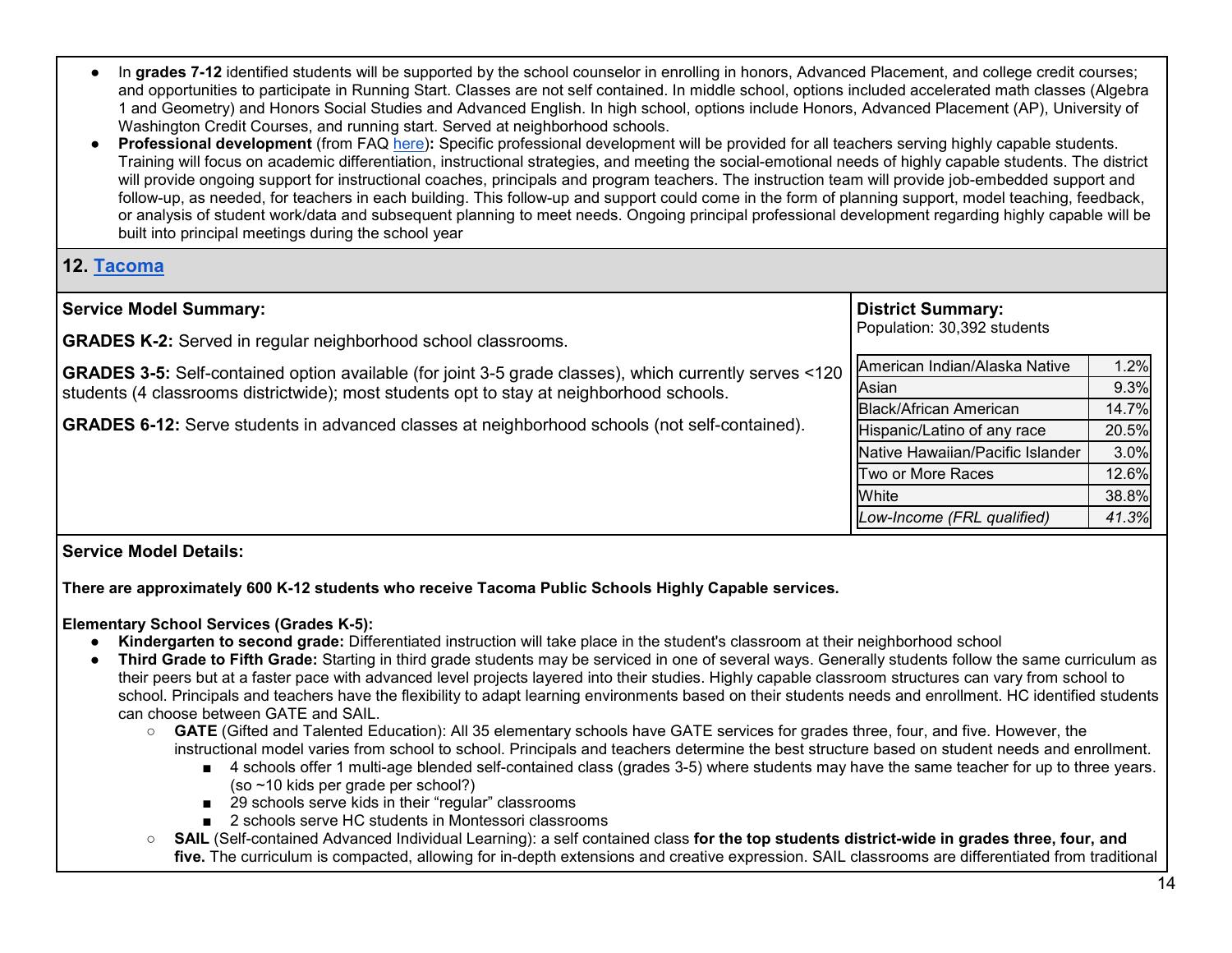- In **grades 7-12** identified students will be supported by the school counselor in enrolling in honors, Advanced Placement, and college credit courses; and opportunities to participate in Running Start. Classes are not self contained. In middle school, options included accelerated math classes (Algebra 1 and Geometry) and Honors Social Studies and Advanced English. In high school, options include Honors, Advanced Placement (AP), University of Washington Credit Courses, and running start. Served at neighborhood schools.
- **Professional development** (from FAQ here)**:** Specific professional development will be provided for all teachers serving highly capable students. Training will focus on academic differentiation, instructional strategies, and meeting the social-emotional needs of highly capable students. The district will provide ongoing support for instructional coaches, principals and program teachers. The instruction team will provide job-embedded support and follow-up, as needed, for teachers in each building. This follow-up and support could come in the form of planning support, model teaching, feedback, or analysis of student work/data and subsequent planning to meet needs. Ongoing principal professional development regarding highly capable will be built into principal meetings during the school year

## 12. Tacoma

**Service Model Summary:**

**GRADES K-2:** Served in regular neighborhood school classrooms.

**GRADES 3-5:** Self-contained option available (for joint 3-5 grade classes), which currently serves <120 students (4 classrooms districtwide); most students opt to stay at neighborhood schools.

**GRADES 6-12:** Serve students in advanced classes at neighborhood schools (not self-contained).

**District Summary:**
Population: 30,392 students

| | |
|---|---|
| American Indian/Alaska Native | 1.2% |
| Asian | 9.3% |
| Black/African American | 14.7% |
| Hispanic/Latino of any race | 20.5% |
| Native Hawaiian/Pacific Islander | 3.0% |
| Two or More Races | 12.6% |
| White | 38.8% |
| *Low-Income (FRL qualified)* | *41.3%* |

**Service Model Details:**

**There are approximately 600 K-12 students who receive Tacoma Public Schools Highly Capable services.**

**Elementary School Services (Grades K-5):**

- **Kindergarten to second grade:** Differentiated instruction will take place in the student's classroom at their neighborhood school
- **Third Grade to Fifth Grade:** Starting in third grade students may be serviced in one of several ways. Generally students follow the same curriculum as their peers but at a faster pace with advanced level projects layered into their studies. Highly capable classroom structures can vary from school to school. Principals and teachers have the flexibility to adapt learning environments based on their students needs and enrollment. HC identified students can choose between GATE and SAIL.
  - **GATE** (Gifted and Talented Education): All 35 elementary schools have GATE services for grades three, four, and five. However, the instructional model varies from school to school. Principals and teachers determine the best structure based on student needs and enrollment.
    - 4 schools offer 1 multi-age blended self-contained class (grades 3-5) where students may have the same teacher for up to three years. (so ~10 kids per grade per school?)
    - 29 schools serve kids in their "regular" classrooms
    - 2 schools serve HC students in Montessori classrooms
  - **SAIL** (Self-contained Advanced Individual Learning): a self contained class **for the top students district-wide in grades three, four, and five.** The curriculum is compacted, allowing for in-depth extensions and creative expression. SAIL classrooms are differentiated from traditional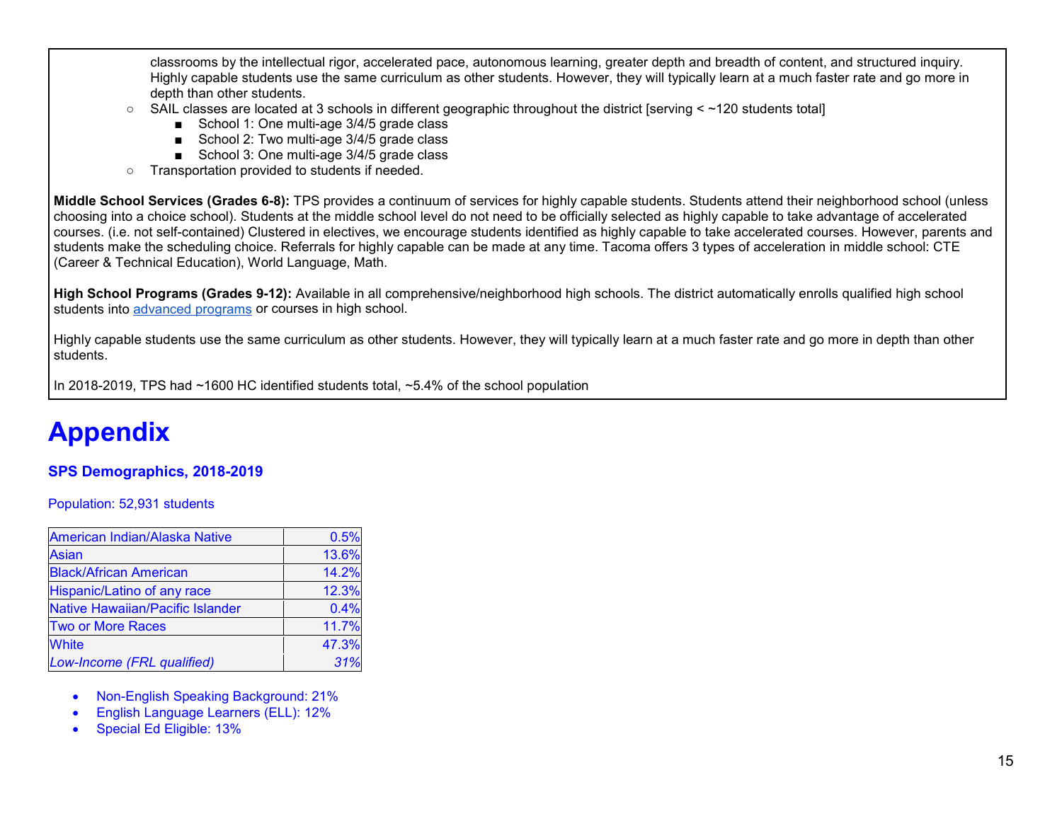classrooms by the intellectual rigor, accelerated pace, autonomous learning, greater depth and breadth of content, and structured inquiry. Highly capable students use the same curriculum as other students. However, they will typically learn at a much faster rate and go more in depth than other students.

- SAIL classes are located at 3 schools in different geographic throughout the district [serving < ~120 students total]
  - School 1: One multi-age 3/4/5 grade class
  - School 2: Two multi-age 3/4/5 grade class
  - School 3: One multi-age 3/4/5 grade class
- Transportation provided to students if needed.

**Middle School Services (Grades 6-8):** TPS provides a continuum of services for highly capable students. Students attend their neighborhood school (unless choosing into a choice school). Students at the middle school level do not need to be officially selected as highly capable to take advantage of accelerated courses. (i.e. not self-contained) Clustered in electives, we encourage students identified as highly capable to take accelerated courses. However, parents and students make the scheduling choice. Referrals for highly capable can be made at any time. Tacoma offers 3 types of acceleration in middle school: CTE (Career & Technical Education), World Language, Math.

**High School Programs (Grades 9-12):** Available in all comprehensive/neighborhood high schools. The district automatically enrolls qualified high school students into advanced programs or courses in high school.

Highly capable students use the same curriculum as other students. However, they will typically learn at a much faster rate and go more in depth than other students.

In 2018-2019, TPS had ~1600 HC identified students total, ~5.4% of the school population

# Appendix

### SPS Demographics, 2018-2019

Population: 52,931 students

| | |
|---|---|
| American Indian/Alaska Native | 0.5% |
| Asian | 13.6% |
| Black/African American | 14.2% |
| Hispanic/Latino of any race | 12.3% |
| Native Hawaiian/Pacific Islander | 0.4% |
| Two or More Races | 11.7% |
| White | 47.3% |
| *Low-Income (FRL qualified)* | *31%* |

- Non-English Speaking Background: 21%
- English Language Learners (ELL): 12%
- Special Ed Eligible: 13%